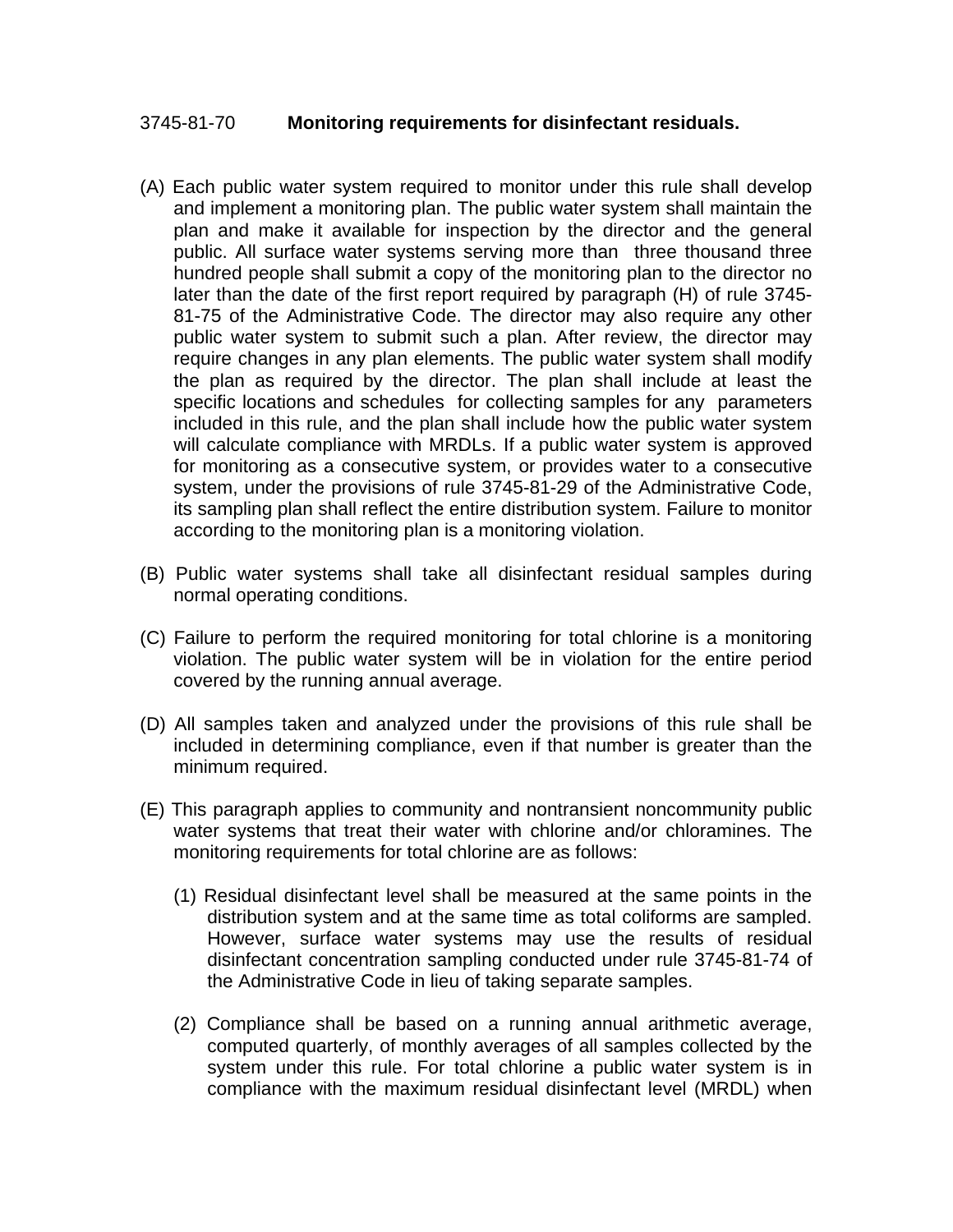# 3745-81-70 Monitoring requirements for disinfectant residuals.

(A) Each public water system required to monitor under this rule shall develop and implement a monitoring plan. The public water system shall maintain the plan and make it available for inspection by the director and the general public. All surface water systems serving more than three thousand three hundred people shall submit a copy of the monitoring plan to the director no later than the date of the first report required by paragraph (H) of rule 3745-81-75 of the Administrative Code. The director may also require any other public water system to submit such a plan. After review, the director may require changes in any plan elements. The public water system shall modify the plan as required by the director. The plan shall include at least the specific locations and schedules for collecting samples for any parameters included in this rule, and the plan shall include how the public water system will calculate compliance with MRDLs. If a public water system is approved for monitoring as a consecutive system, or provides water to a consecutive system, under the provisions of rule 3745-81-29 of the Administrative Code, its sampling plan shall reflect the entire distribution system. Failure to monitor according to the monitoring plan is a monitoring violation.

(B) Public water systems shall take all disinfectant residual samples during normal operating conditions.

(C) Failure to perform the required monitoring for total chlorine is a monitoring violation. The public water system will be in violation for the entire period covered by the running annual average.

(D) All samples taken and analyzed under the provisions of this rule shall be included in determining compliance, even if that number is greater than the minimum required.

(E) This paragraph applies to community and nontransient noncommunity public water systems that treat their water with chlorine and/or chloramines. The monitoring requirements for total chlorine are as follows:

(1) Residual disinfectant level shall be measured at the same points in the distribution system and at the same time as total coliforms are sampled. However, surface water systems may use the results of residual disinfectant concentration sampling conducted under rule 3745-81-74 of the Administrative Code in lieu of taking separate samples.

(2) Compliance shall be based on a running annual arithmetic average, computed quarterly, of monthly averages of all samples collected by the system under this rule. For total chlorine a public water system is in compliance with the maximum residual disinfectant level (MRDL) when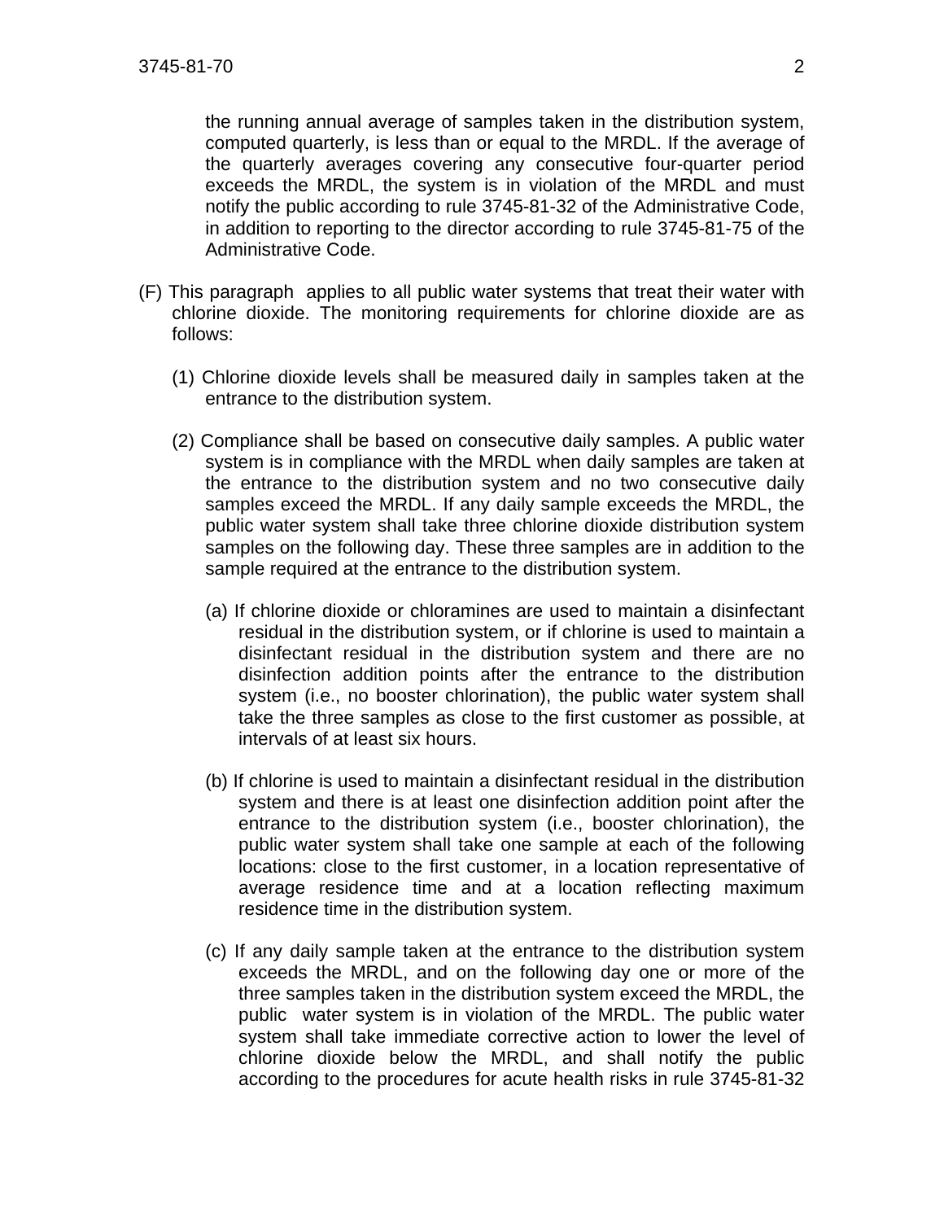the running annual average of samples taken in the distribution system, computed quarterly, is less than or equal to the MRDL. If the average of the quarterly averages covering any consecutive four-quarter period exceeds the MRDL, the system is in violation of the MRDL and must notify the public according to rule 3745-81-32 of the Administrative Code, in addition to reporting to the director according to rule 3745-81-75 of the Administrative Code.

(F) This paragraph applies to all public water systems that treat their water with chlorine dioxide. The monitoring requirements for chlorine dioxide are as follows:

(1) Chlorine dioxide levels shall be measured daily in samples taken at the entrance to the distribution system.

(2) Compliance shall be based on consecutive daily samples. A public water system is in compliance with the MRDL when daily samples are taken at the entrance to the distribution system and no two consecutive daily samples exceed the MRDL. If any daily sample exceeds the MRDL, the public water system shall take three chlorine dioxide distribution system samples on the following day. These three samples are in addition to the sample required at the entrance to the distribution system.

(a) If chlorine dioxide or chloramines are used to maintain a disinfectant residual in the distribution system, or if chlorine is used to maintain a disinfectant residual in the distribution system and there are no disinfection addition points after the entrance to the distribution system (i.e., no booster chlorination), the public water system shall take the three samples as close to the first customer as possible, at intervals of at least six hours.

(b) If chlorine is used to maintain a disinfectant residual in the distribution system and there is at least one disinfection addition point after the entrance to the distribution system (i.e., booster chlorination), the public water system shall take one sample at each of the following locations: close to the first customer, in a location representative of average residence time and at a location reflecting maximum residence time in the distribution system.

(c) If any daily sample taken at the entrance to the distribution system exceeds the MRDL, and on the following day one or more of the three samples taken in the distribution system exceed the MRDL, the public water system is in violation of the MRDL. The public water system shall take immediate corrective action to lower the level of chlorine dioxide below the MRDL, and shall notify the public according to the procedures for acute health risks in rule 3745-81-32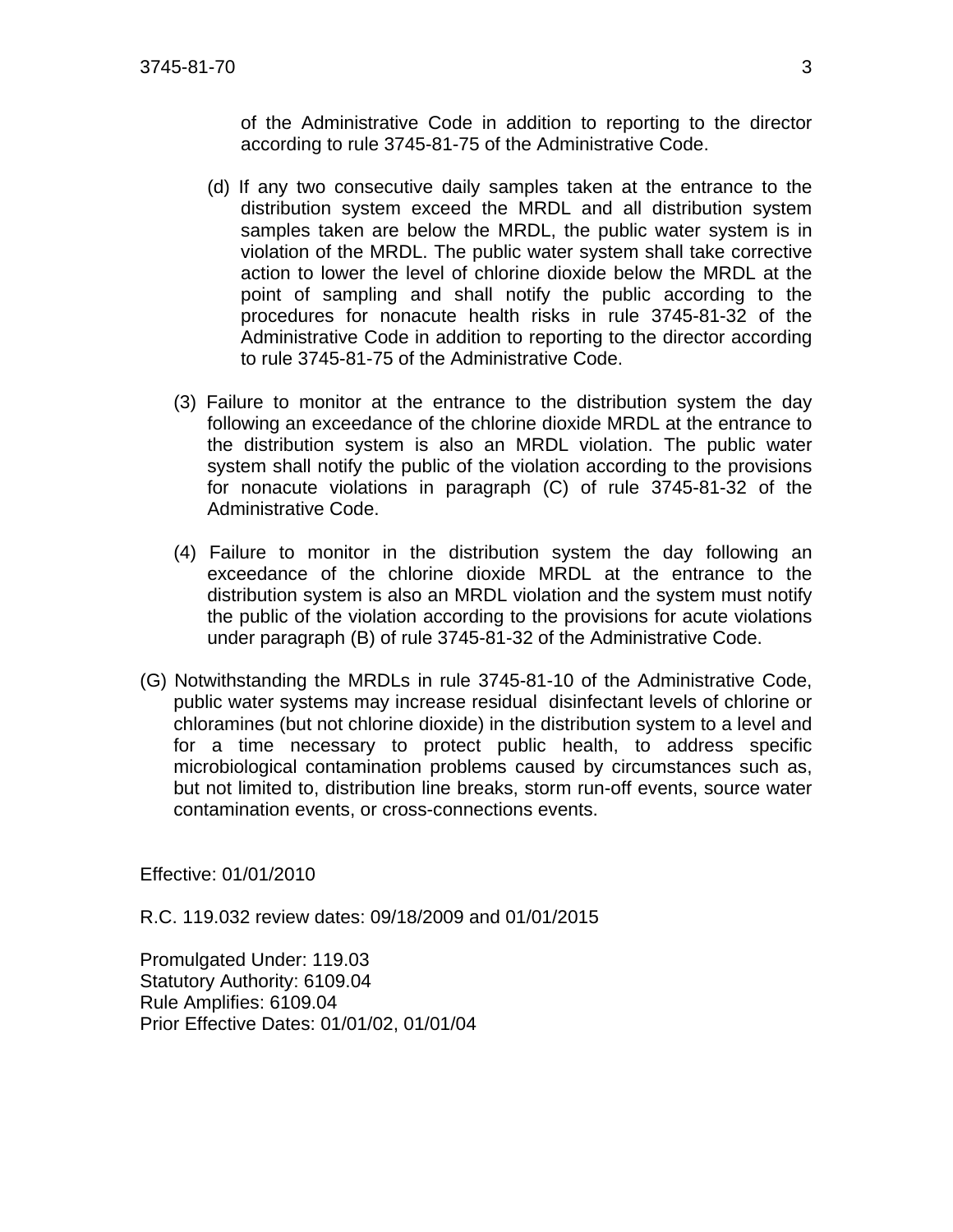of the Administrative Code in addition to reporting to the director according to rule 3745-81-75 of the Administrative Code.

(d) If any two consecutive daily samples taken at the entrance to the distribution system exceed the MRDL and all distribution system samples taken are below the MRDL, the public water system is in violation of the MRDL. The public water system shall take corrective action to lower the level of chlorine dioxide below the MRDL at the point of sampling and shall notify the public according to the procedures for nonacute health risks in rule 3745-81-32 of the Administrative Code in addition to reporting to the director according to rule 3745-81-75 of the Administrative Code.

(3) Failure to monitor at the entrance to the distribution system the day following an exceedance of the chlorine dioxide MRDL at the entrance to the distribution system is also an MRDL violation. The public water system shall notify the public of the violation according to the provisions for nonacute violations in paragraph (C) of rule 3745-81-32 of the Administrative Code.

(4) Failure to monitor in the distribution system the day following an exceedance of the chlorine dioxide MRDL at the entrance to the distribution system is also an MRDL violation and the system must notify the public of the violation according to the provisions for acute violations under paragraph (B) of rule 3745-81-32 of the Administrative Code.

(G) Notwithstanding the MRDLs in rule 3745-81-10 of the Administrative Code, public water systems may increase residual disinfectant levels of chlorine or chloramines (but not chlorine dioxide) in the distribution system to a level and for a time necessary to protect public health, to address specific microbiological contamination problems caused by circumstances such as, but not limited to, distribution line breaks, storm run-off events, source water contamination events, or cross-connections events.

Effective: 01/01/2010

R.C. 119.032 review dates: 09/18/2009 and 01/01/2015

Promulgated Under: 119.03
Statutory Authority: 6109.04
Rule Amplifies: 6109.04
Prior Effective Dates: 01/01/02, 01/01/04